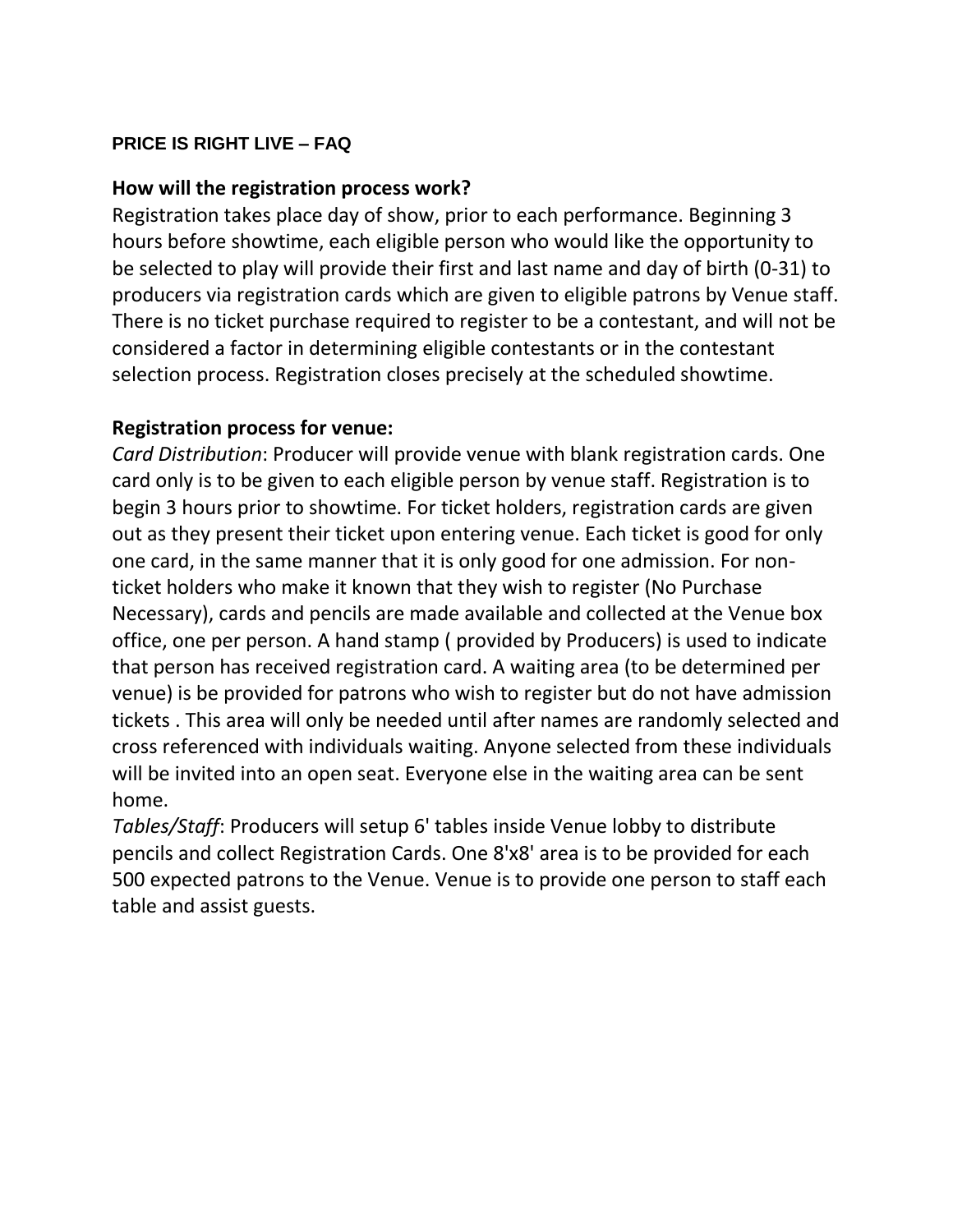# PRICE IS RIGHT LIVE – FAQ

## How will the registration process work?

Registration takes place day of show, prior to each performance. Beginning 3 hours before showtime, each eligible person who would like the opportunity to be selected to play will provide their first and last name and day of birth (0-31) to producers via registration cards which are given to eligible patrons by Venue staff. There is no ticket purchase required to register to be a contestant, and will not be considered a factor in determining eligible contestants or in the contestant selection process. Registration closes precisely at the scheduled showtime.

## Registration process for venue:

*Card Distribution*: Producer will provide venue with blank registration cards. One card only is to be given to each eligible person by venue staff. Registration is to begin 3 hours prior to showtime. For ticket holders, registration cards are given out as they present their ticket upon entering venue. Each ticket is good for only one card, in the same manner that it is only good for one admission. For non-ticket holders who make it known that they wish to register (No Purchase Necessary), cards and pencils are made available and collected at the Venue box office, one per person. A hand stamp ( provided by Producers) is used to indicate that person has received registration card. A waiting area (to be determined per venue) is be provided for patrons who wish to register but do not have admission tickets . This area will only be needed until after names are randomly selected and cross referenced with individuals waiting. Anyone selected from these individuals will be invited into an open seat. Everyone else in the waiting area can be sent home.

*Tables/Staff*: Producers will setup 6' tables inside Venue lobby to distribute pencils and collect Registration Cards. One 8'x8' area is to be provided for each 500 expected patrons to the Venue. Venue is to provide one person to staff each table and assist guests.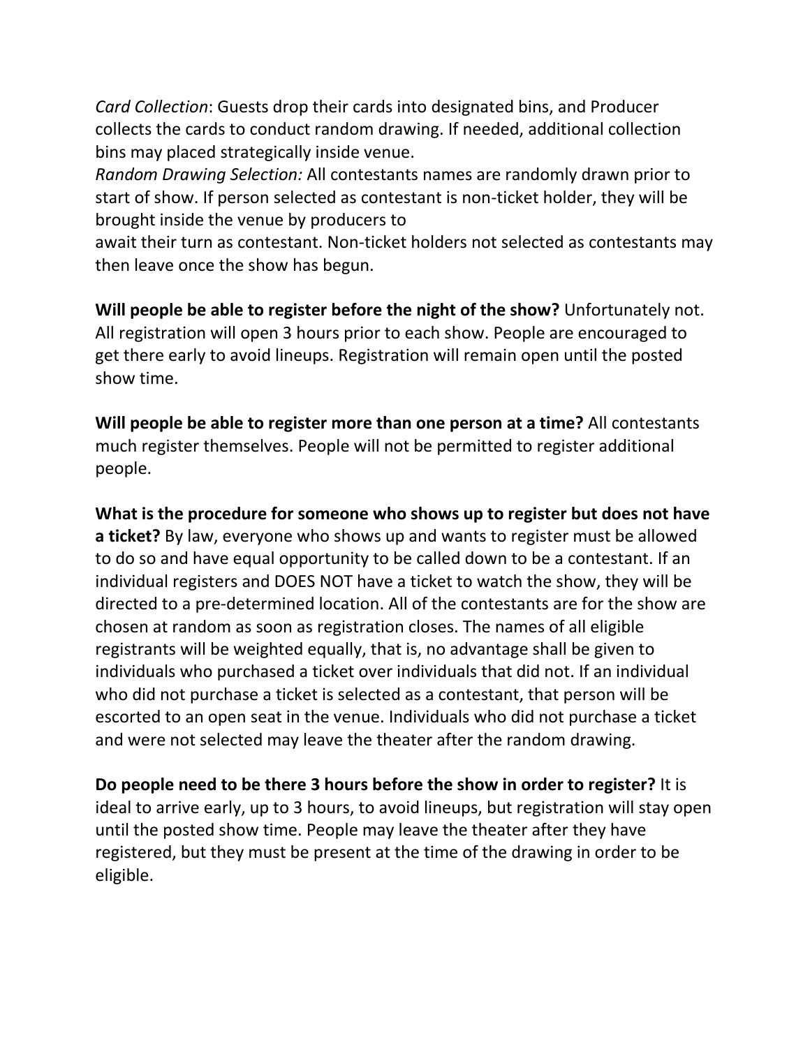*Card Collection*: Guests drop their cards into designated bins, and Producer collects the cards to conduct random drawing. If needed, additional collection bins may placed strategically inside venue.
*Random Drawing Selection:* All contestants names are randomly drawn prior to start of show. If person selected as contestant is non-ticket holder, they will be brought inside the venue by producers to
await their turn as contestant. Non-ticket holders not selected as contestants may then leave once the show has begun.

**Will people be able to register before the night of the show?** Unfortunately not. All registration will open 3 hours prior to each show. People are encouraged to get there early to avoid lineups. Registration will remain open until the posted show time.

**Will people be able to register more than one person at a time?** All contestants much register themselves. People will not be permitted to register additional people.

**What is the procedure for someone who shows up to register but does not have a ticket?** By law, everyone who shows up and wants to register must be allowed to do so and have equal opportunity to be called down to be a contestant. If an individual registers and DOES NOT have a ticket to watch the show, they will be directed to a pre-determined location. All of the contestants are for the show are chosen at random as soon as registration closes. The names of all eligible registrants will be weighted equally, that is, no advantage shall be given to individuals who purchased a ticket over individuals that did not. If an individual who did not purchase a ticket is selected as a contestant, that person will be escorted to an open seat in the venue. Individuals who did not purchase a ticket and were not selected may leave the theater after the random drawing.

**Do people need to be there 3 hours before the show in order to register?** It is ideal to arrive early, up to 3 hours, to avoid lineups, but registration will stay open until the posted show time. People may leave the theater after they have registered, but they must be present at the time of the drawing in order to be eligible.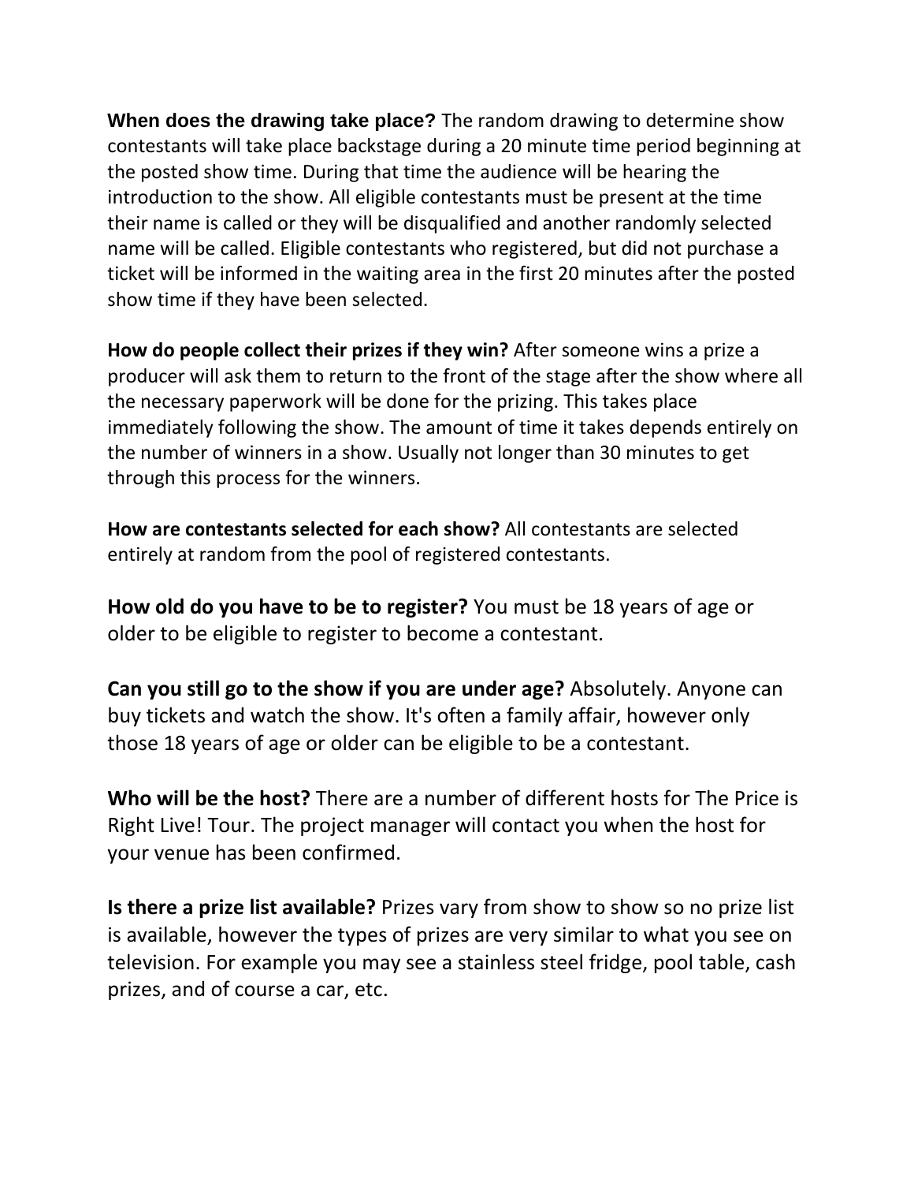**When does the drawing take place?** The random drawing to determine show contestants will take place backstage during a 20 minute time period beginning at the posted show time. During that time the audience will be hearing the introduction to the show. All eligible contestants must be present at the time their name is called or they will be disqualified and another randomly selected name will be called. Eligible contestants who registered, but did not purchase a ticket will be informed in the waiting area in the first 20 minutes after the posted show time if they have been selected.

**How do people collect their prizes if they win?** After someone wins a prize a producer will ask them to return to the front of the stage after the show where all the necessary paperwork will be done for the prizing. This takes place immediately following the show. The amount of time it takes depends entirely on the number of winners in a show. Usually not longer than 30 minutes to get through this process for the winners.

**How are contestants selected for each show?** All contestants are selected entirely at random from the pool of registered contestants.

**How old do you have to be to register?** You must be 18 years of age or older to be eligible to register to become a contestant.

**Can you still go to the show if you are under age?** Absolutely. Anyone can buy tickets and watch the show. It's often a family affair, however only those 18 years of age or older can be eligible to be a contestant.

**Who will be the host?** There are a number of different hosts for The Price is Right Live! Tour. The project manager will contact you when the host for your venue has been confirmed.

**Is there a prize list available?** Prizes vary from show to show so no prize list is available, however the types of prizes are very similar to what you see on television. For example you may see a stainless steel fridge, pool table, cash prizes, and of course a car, etc.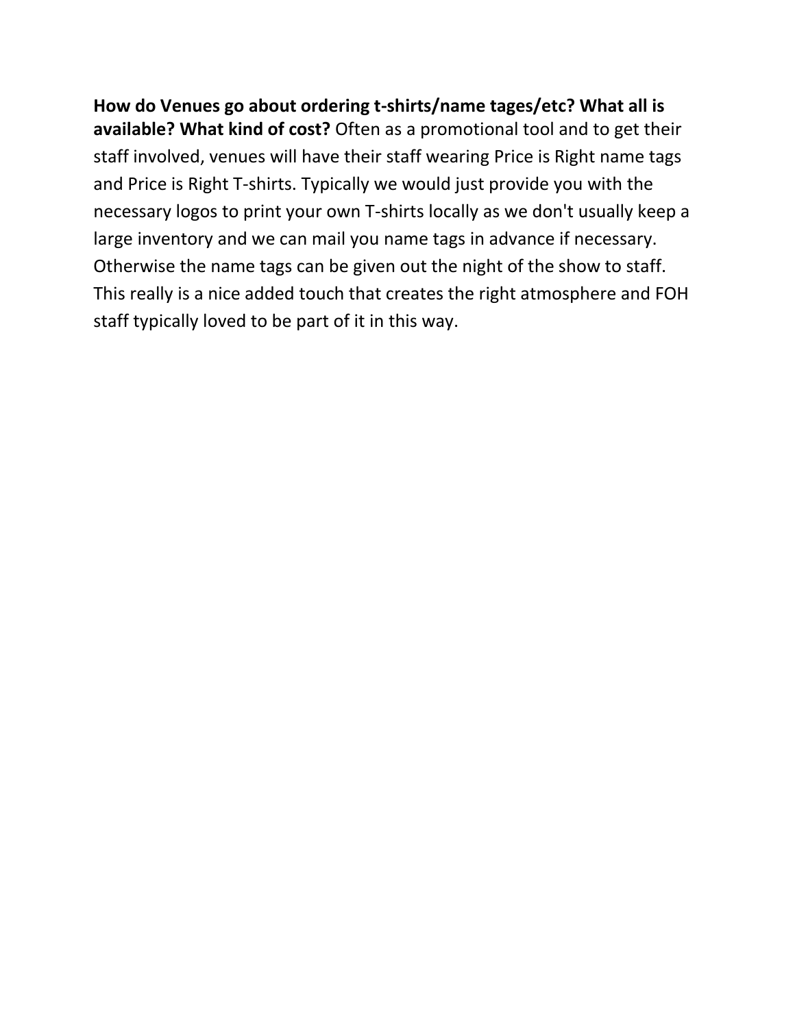**How do Venues go about ordering t-shirts/name tages/etc? What all is available? What kind of cost?** Often as a promotional tool and to get their staff involved, venues will have their staff wearing Price is Right name tags and Price is Right T-shirts. Typically we would just provide you with the necessary logos to print your own T-shirts locally as we don't usually keep a large inventory and we can mail you name tags in advance if necessary. Otherwise the name tags can be given out the night of the show to staff. This really is a nice added touch that creates the right atmosphere and FOH staff typically loved to be part of it in this way.